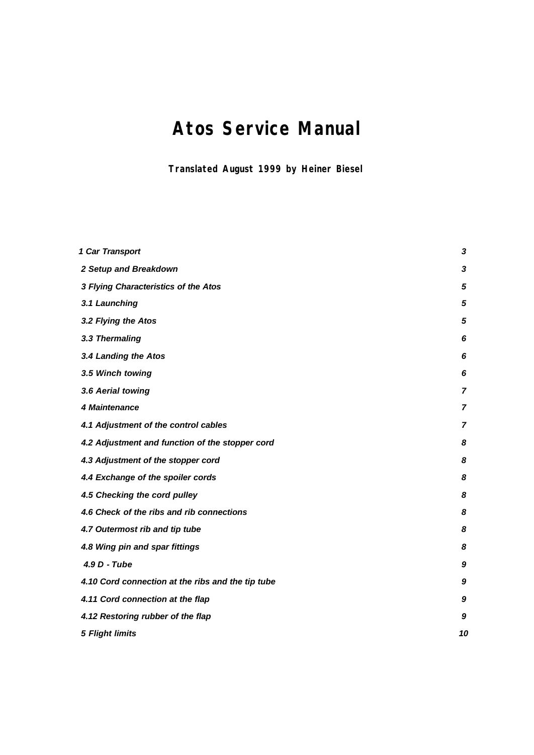# Atos Service Manual

**Translated August 1999 by Heiner Biesel**

| | |
|---|---|
| *1 Car Transport* | *3* |
| *2 Setup and Breakdown* | *3* |
| *3 Flying Characteristics of the Atos* | *5* |
| *3.1 Launching* | *5* |
| *3.2 Flying the Atos* | *5* |
| *3.3 Thermaling* | *6* |
| *3.4 Landing the Atos* | *6* |
| *3.5 Winch towing* | *6* |
| *3.6 Aerial towing* | *7* |
| *4 Maintenance* | *7* |
| *4.1 Adjustment of the control cables* | *7* |
| *4.2 Adjustment and function of the stopper cord* | *8* |
| *4.3 Adjustment of the stopper cord* | *8* |
| *4.4 Exchange of the spoiler cords* | *8* |
| *4.5 Checking the cord pulley* | *8* |
| *4.6 Check of the ribs and rib connections* | *8* |
| *4.7 Outermost rib and tip tube* | *8* |
| *4.8 Wing pin and spar fittings* | *8* |
| *4.9 D - Tube* | *9* |
| *4.10 Cord connection at the ribs and the tip tube* | *9* |
| *4.11 Cord connection at the flap* | *9* |
| *4.12 Restoring rubber of the flap* | *9* |
| *5 Flight limits* | *10* |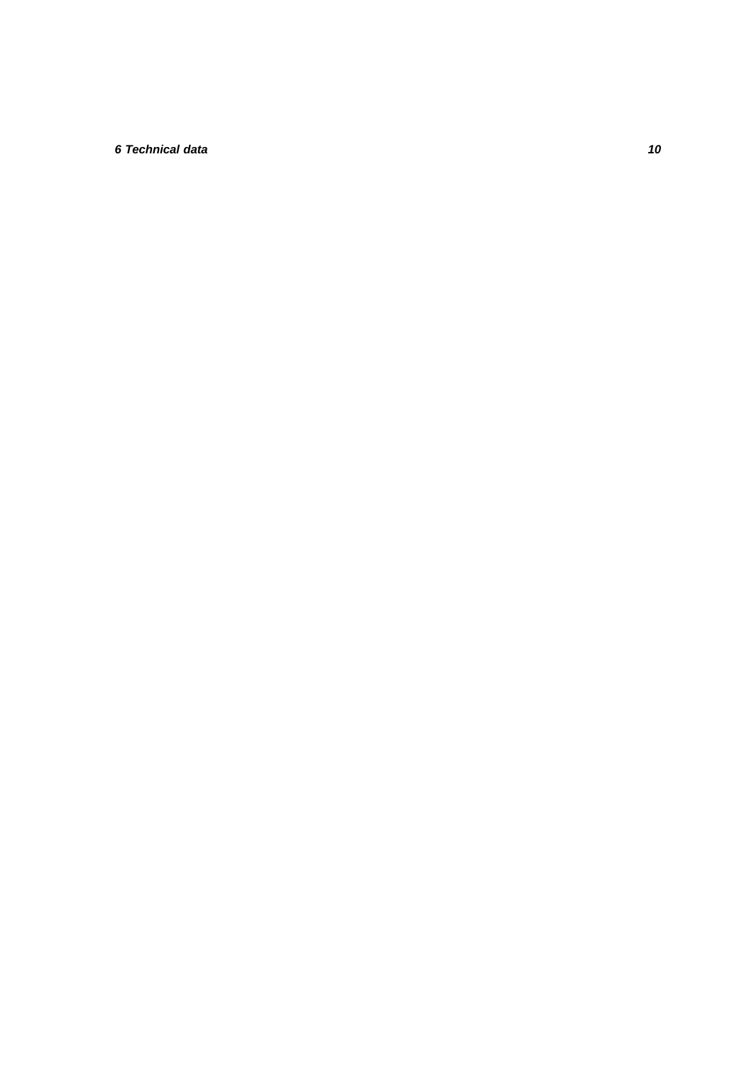***6 Technical data*** ***10***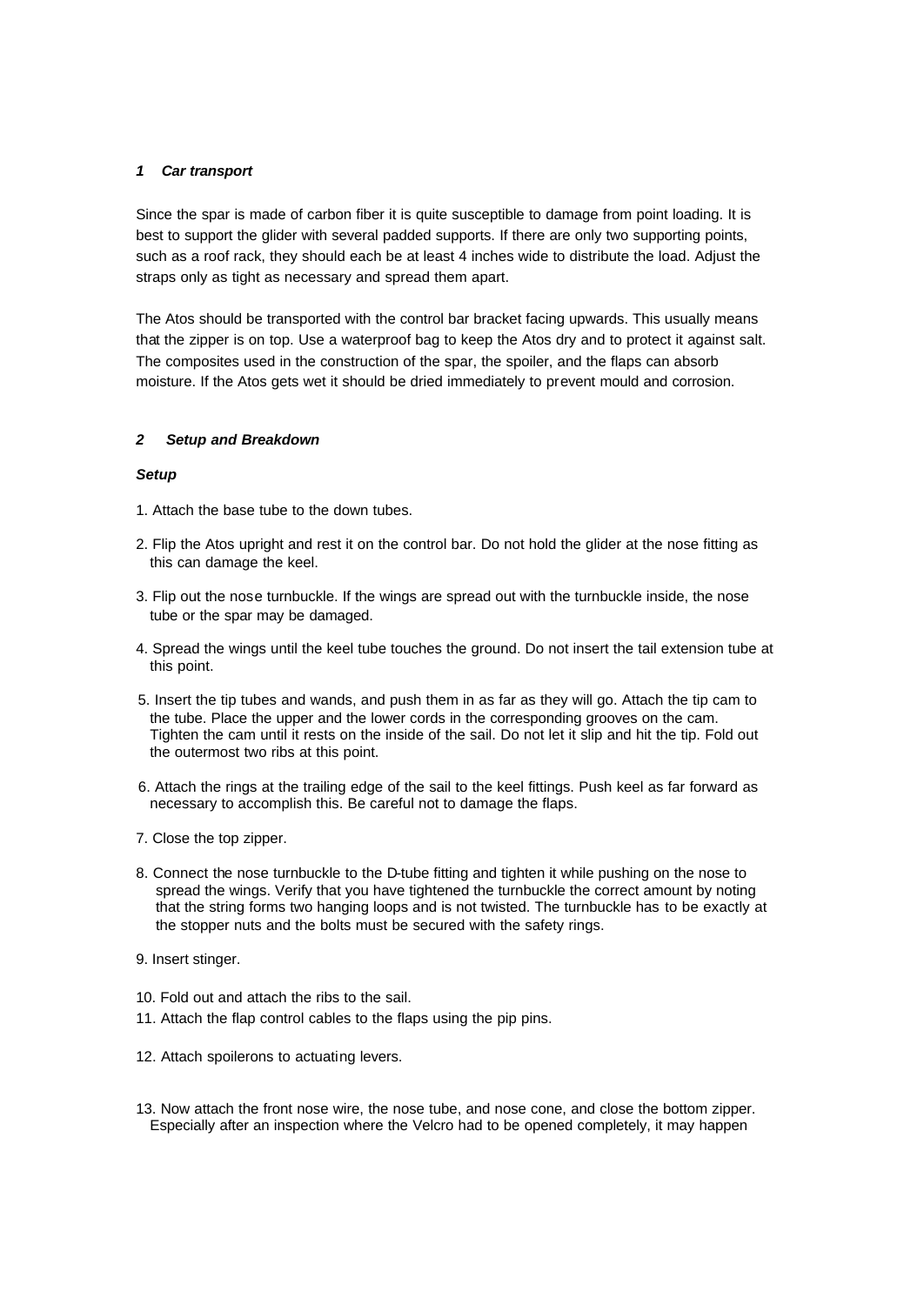### *1 Car transport*

Since the spar is made of carbon fiber it is quite susceptible to damage from point loading. It is best to support the glider with several padded supports. If there are only two supporting points, such as a roof rack, they should each be at least 4 inches wide to distribute the load. Adjust the straps only as tight as necessary and spread them apart.

The Atos should be transported with the control bar bracket facing upwards. This usually means that the zipper is on top. Use a waterproof bag to keep the Atos dry and to protect it against salt. The composites used in the construction of the spar, the spoiler, and the flaps can absorb moisture. If the Atos gets wet it should be dried immediately to prevent mould and corrosion.

### *2 Setup and Breakdown*

#### *Setup*

1. Attach the base tube to the down tubes.

2. Flip the Atos upright and rest it on the control bar. Do not hold the glider at the nose fitting as this can damage the keel.

3. Flip out the nose turnbuckle. If the wings are spread out with the turnbuckle inside, the nose tube or the spar may be damaged.

4. Spread the wings until the keel tube touches the ground. Do not insert the tail extension tube at this point.

5. Insert the tip tubes and wands, and push them in as far as they will go. Attach the tip cam to the tube. Place the upper and the lower cords in the corresponding grooves on the cam. Tighten the cam until it rests on the inside of the sail. Do not let it slip and hit the tip. Fold out the outermost two ribs at this point.

6. Attach the rings at the trailing edge of the sail to the keel fittings. Push keel as far forward as necessary to accomplish this. Be careful not to damage the flaps.

7. Close the top zipper.

8. Connect the nose turnbuckle to the D-tube fitting and tighten it while pushing on the nose to spread the wings. Verify that you have tightened the turnbuckle the correct amount by noting that the string forms two hanging loops and is not twisted. The turnbuckle has to be exactly at the stopper nuts and the bolts must be secured with the safety rings.

9. Insert stinger.

10. Fold out and attach the ribs to the sail.

11. Attach the flap control cables to the flaps using the pip pins.

12. Attach spoilerons to actuating levers.

13. Now attach the front nose wire, the nose tube, and nose cone, and close the bottom zipper. Especially after an inspection where the Velcro had to be opened completely, it may happen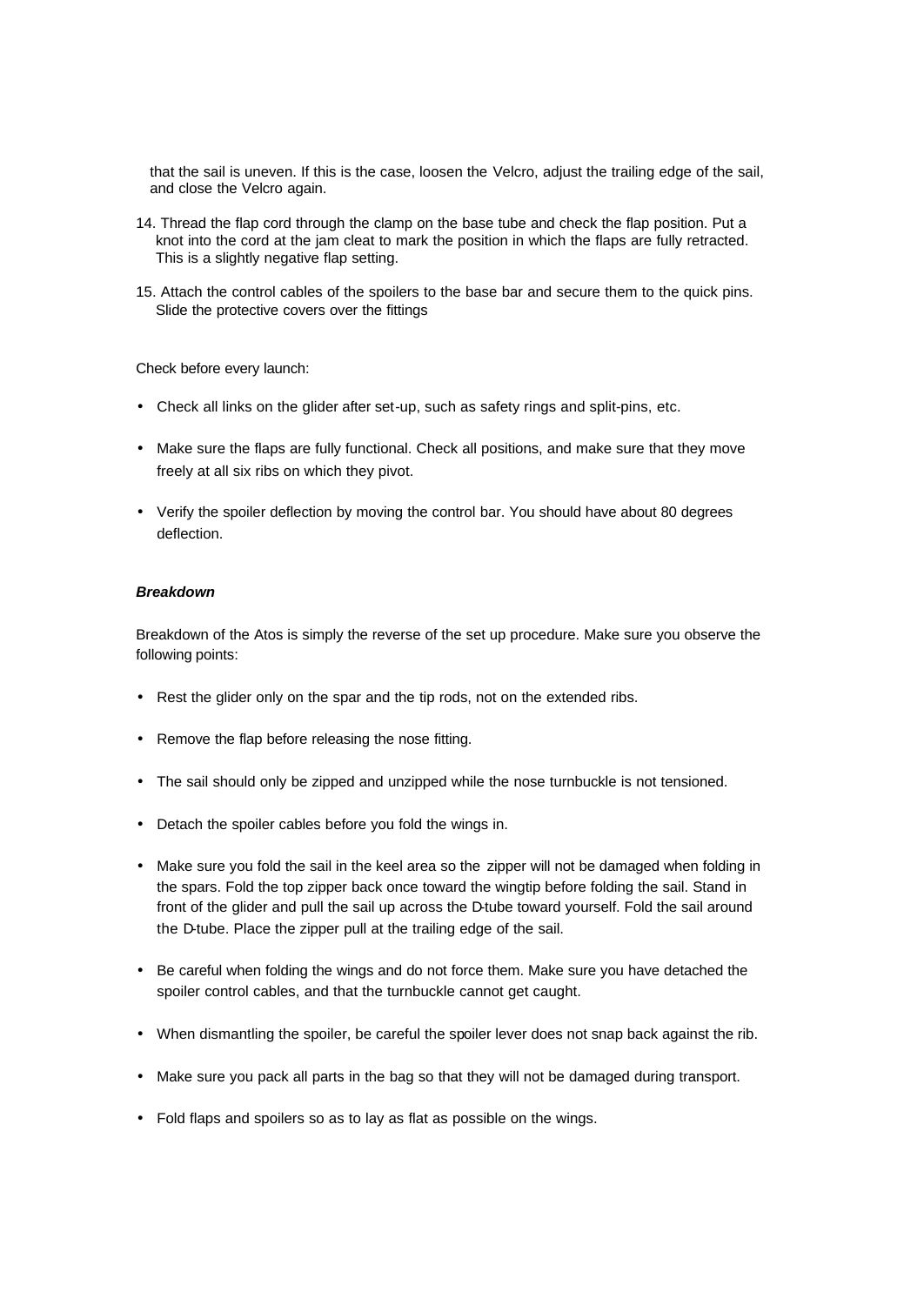that the sail is uneven. If this is the case, loosen the Velcro, adjust the trailing edge of the sail, and close the Velcro again.

14. Thread the flap cord through the clamp on the base tube and check the flap position. Put a knot into the cord at the jam cleat to mark the position in which the flaps are fully retracted. This is a slightly negative flap setting.
15. Attach the control cables of the spoilers to the base bar and secure them to the quick pins. Slide the protective covers over the fittings

Check before every launch:

- Check all links on the glider after set-up, such as safety rings and split-pins, etc.
- Make sure the flaps are fully functional. Check all positions, and make sure that they move freely at all six ribs on which they pivot.
- Verify the spoiler deflection by moving the control bar. You should have about 80 degrees deflection.

***Breakdown***

Breakdown of the Atos is simply the reverse of the set up procedure. Make sure you observe the following points:

- Rest the glider only on the spar and the tip rods, not on the extended ribs.
- Remove the flap before releasing the nose fitting.
- The sail should only be zipped and unzipped while the nose turnbuckle is not tensioned.
- Detach the spoiler cables before you fold the wings in.
- Make sure you fold the sail in the keel area so the zipper will not be damaged when folding in the spars. Fold the top zipper back once toward the wingtip before folding the sail. Stand in front of the glider and pull the sail up across the D-tube toward yourself. Fold the sail around the D-tube. Place the zipper pull at the trailing edge of the sail.
- Be careful when folding the wings and do not force them. Make sure you have detached the spoiler control cables, and that the turnbuckle cannot get caught.
- When dismantling the spoiler, be careful the spoiler lever does not snap back against the rib.
- Make sure you pack all parts in the bag so that they will not be damaged during transport.
- Fold flaps and spoilers so as to lay as flat as possible on the wings.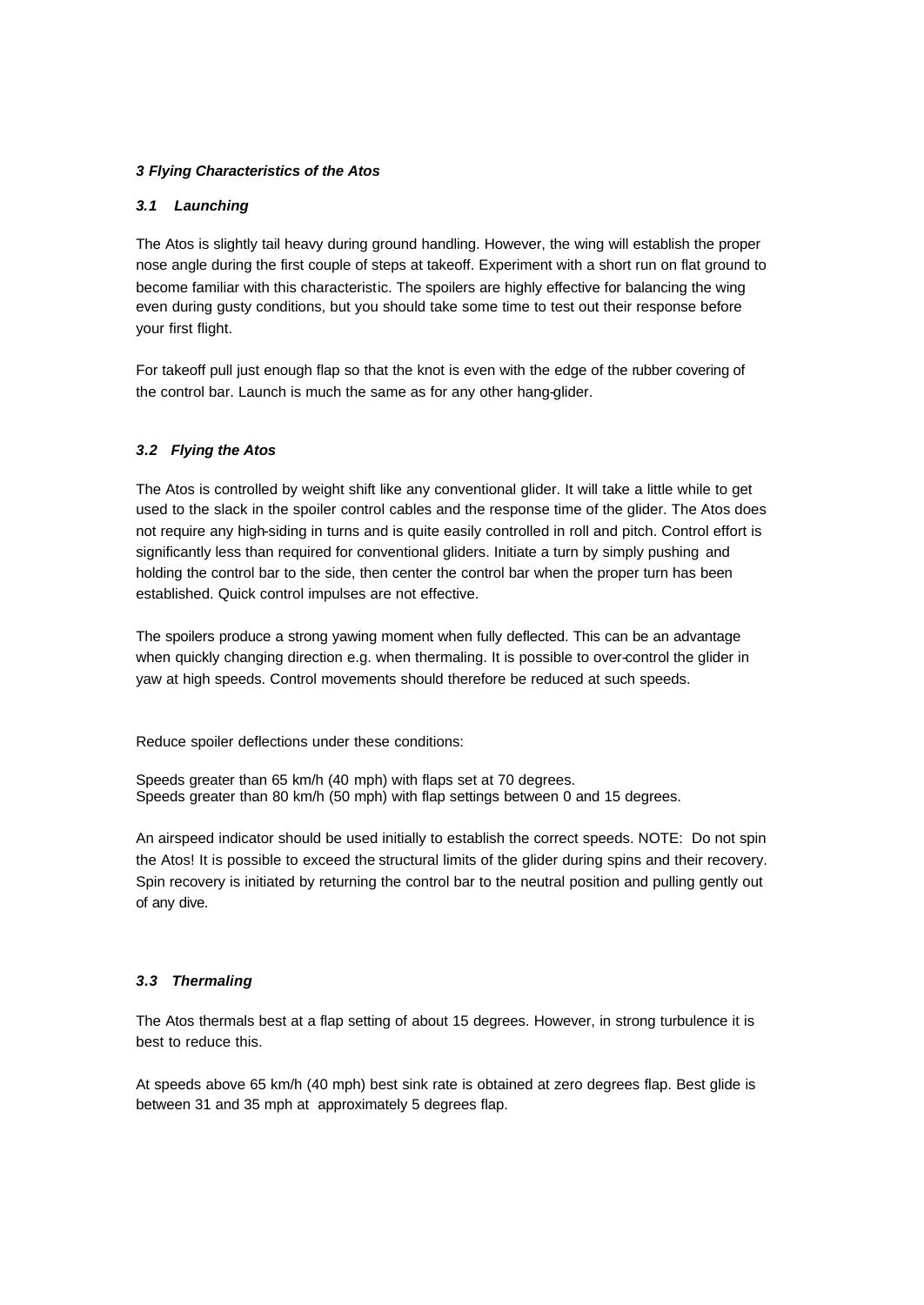### *3 Flying Characteristics of the Atos*

#### *3.1 Launching*

The Atos is slightly tail heavy during ground handling. However, the wing will establish the proper nose angle during the first couple of steps at takeoff. Experiment with a short run on flat ground to become familiar with this characteristic. The spoilers are highly effective for balancing the wing even during gusty conditions, but you should take some time to test out their response before your first flight.

For takeoff pull just enough flap so that the knot is even with the edge of the rubber covering of the control bar. Launch is much the same as for any other hang-glider.

#### *3.2 Flying the Atos*

The Atos is controlled by weight shift like any conventional glider. It will take a little while to get used to the slack in the spoiler control cables and the response time of the glider. The Atos does not require any high-siding in turns and is quite easily controlled in roll and pitch. Control effort is significantly less than required for conventional gliders. Initiate a turn by simply pushing and holding the control bar to the side, then center the control bar when the proper turn has been established. Quick control impulses are not effective.

The spoilers produce a strong yawing moment when fully deflected. This can be an advantage when quickly changing direction e.g. when thermaling. It is possible to over-control the glider in yaw at high speeds. Control movements should therefore be reduced at such speeds.

Reduce spoiler deflections under these conditions:

Speeds greater than 65 km/h (40 mph) with flaps set at 70 degrees.
Speeds greater than 80 km/h (50 mph) with flap settings between 0 and 15 degrees.

An airspeed indicator should be used initially to establish the correct speeds. NOTE: Do not spin the Atos! It is possible to exceed the structural limits of the glider during spins and their recovery. Spin recovery is initiated by returning the control bar to the neutral position and pulling gently out of any dive.

#### *3.3 Thermaling*

The Atos thermals best at a flap setting of about 15 degrees. However, in strong turbulence it is best to reduce this.

At speeds above 65 km/h (40 mph) best sink rate is obtained at zero degrees flap. Best glide is between 31 and 35 mph at approximately 5 degrees flap.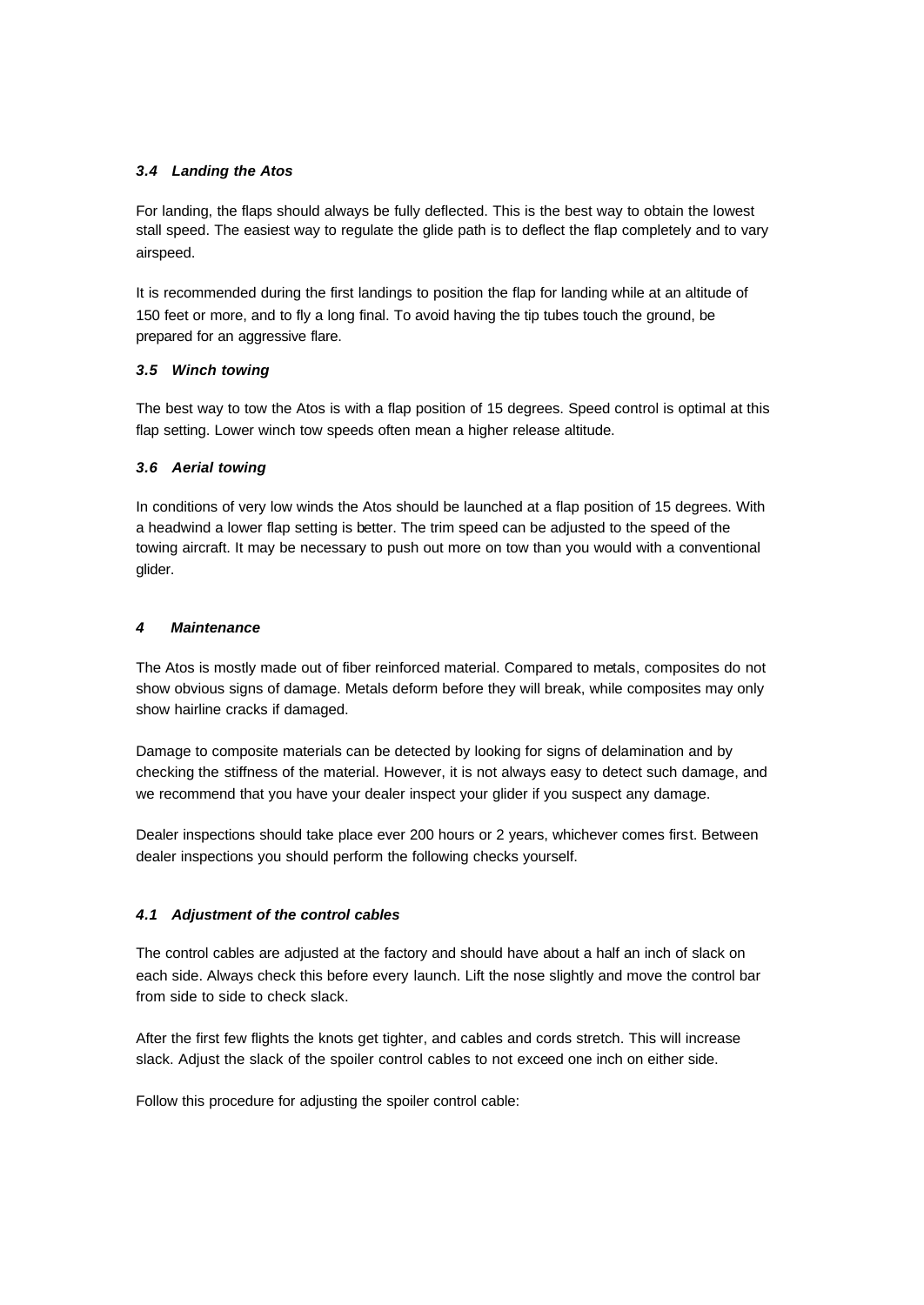### *3.4 Landing the Atos*

For landing, the flaps should always be fully deflected. This is the best way to obtain the lowest stall speed. The easiest way to regulate the glide path is to deflect the flap completely and to vary airspeed.

It is recommended during the first landings to position the flap for landing while at an altitude of 150 feet or more, and to fly a long final. To avoid having the tip tubes touch the ground, be prepared for an aggressive flare.

### *3.5 Winch towing*

The best way to tow the Atos is with a flap position of 15 degrees. Speed control is optimal at this flap setting. Lower winch tow speeds often mean a higher release altitude.

### *3.6 Aerial towing*

In conditions of very low winds the Atos should be launched at a flap position of 15 degrees. With a headwind a lower flap setting is better. The trim speed can be adjusted to the speed of the towing aircraft. It may be necessary to push out more on tow than you would with a conventional glider.

## *4 Maintenance*

The Atos is mostly made out of fiber reinforced material. Compared to metals, composites do not show obvious signs of damage. Metals deform before they will break, while composites may only show hairline cracks if damaged.

Damage to composite materials can be detected by looking for signs of delamination and by checking the stiffness of the material. However, it is not always easy to detect such damage, and we recommend that you have your dealer inspect your glider if you suspect any damage.

Dealer inspections should take place ever 200 hours or 2 years, whichever comes first. Between dealer inspections you should perform the following checks yourself.

### *4.1 Adjustment of the control cables*

The control cables are adjusted at the factory and should have about a half an inch of slack on each side. Always check this before every launch. Lift the nose slightly and move the control bar from side to side to check slack.

After the first few flights the knots get tighter, and cables and cords stretch. This will increase slack. Adjust the slack of the spoiler control cables to not exceed one inch on either side.

Follow this procedure for adjusting the spoiler control cable: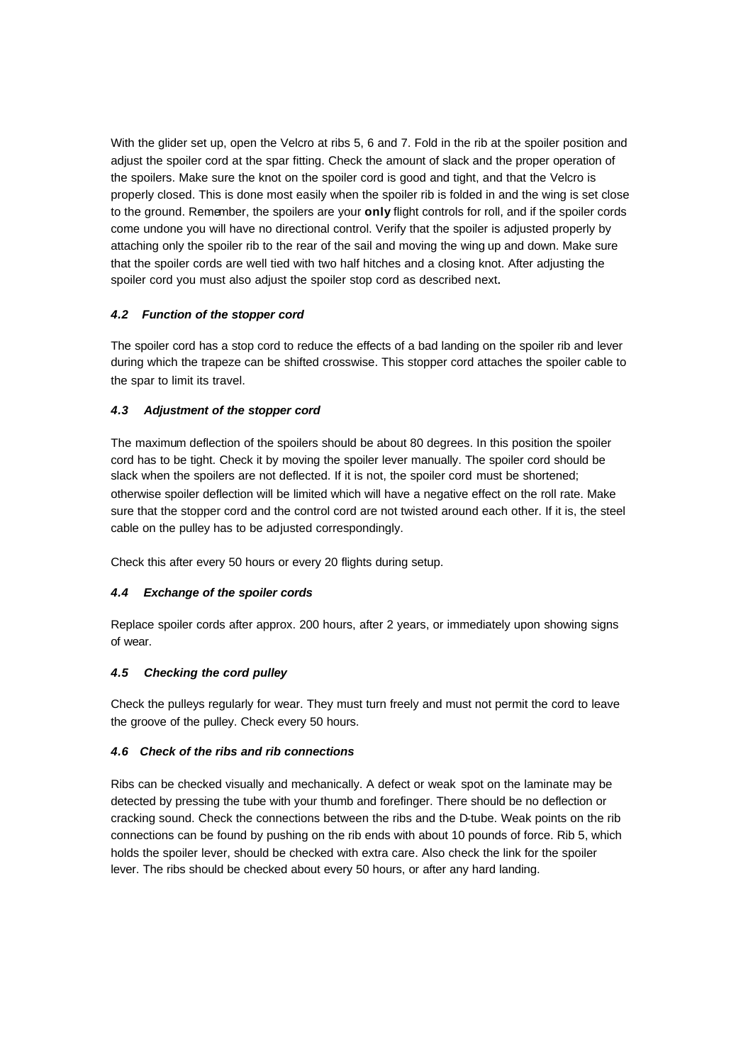With the glider set up, open the Velcro at ribs 5, 6 and 7. Fold in the rib at the spoiler position and adjust the spoiler cord at the spar fitting. Check the amount of slack and the proper operation of the spoilers. Make sure the knot on the spoiler cord is good and tight, and that the Velcro is properly closed. This is done most easily when the spoiler rib is folded in and the wing is set close to the ground. Remember, the spoilers are your **only** flight controls for roll, and if the spoiler cords come undone you will have no directional control. Verify that the spoiler is adjusted properly by attaching only the spoiler rib to the rear of the sail and moving the wing up and down. Make sure that the spoiler cords are well tied with two half hitches and a closing knot. After adjusting the spoiler cord you must also adjust the spoiler stop cord as described next**.**

#### *4.2 Function of the stopper cord*

The spoiler cord has a stop cord to reduce the effects of a bad landing on the spoiler rib and lever during which the trapeze can be shifted crosswise. This stopper cord attaches the spoiler cable to the spar to limit its travel.

#### *4.3 Adjustment of the stopper cord*

The maximum deflection of the spoilers should be about 80 degrees. In this position the spoiler cord has to be tight. Check it by moving the spoiler lever manually. The spoiler cord should be slack when the spoilers are not deflected. If it is not, the spoiler cord must be shortened; otherwise spoiler deflection will be limited which will have a negative effect on the roll rate. Make sure that the stopper cord and the control cord are not twisted around each other. If it is, the steel cable on the pulley has to be adjusted correspondingly.

Check this after every 50 hours or every 20 flights during setup.

#### *4.4 Exchange of the spoiler cords*

Replace spoiler cords after approx. 200 hours, after 2 years, or immediately upon showing signs of wear.

#### *4.5 Checking the cord pulley*

Check the pulleys regularly for wear. They must turn freely and must not permit the cord to leave the groove of the pulley. Check every 50 hours.

#### *4.6 Check of the ribs and rib connections*

Ribs can be checked visually and mechanically. A defect or weak spot on the laminate may be detected by pressing the tube with your thumb and forefinger. There should be no deflection or cracking sound. Check the connections between the ribs and the D-tube. Weak points on the rib connections can be found by pushing on the rib ends with about 10 pounds of force. Rib 5, which holds the spoiler lever, should be checked with extra care. Also check the link for the spoiler lever. The ribs should be checked about every 50 hours, or after any hard landing.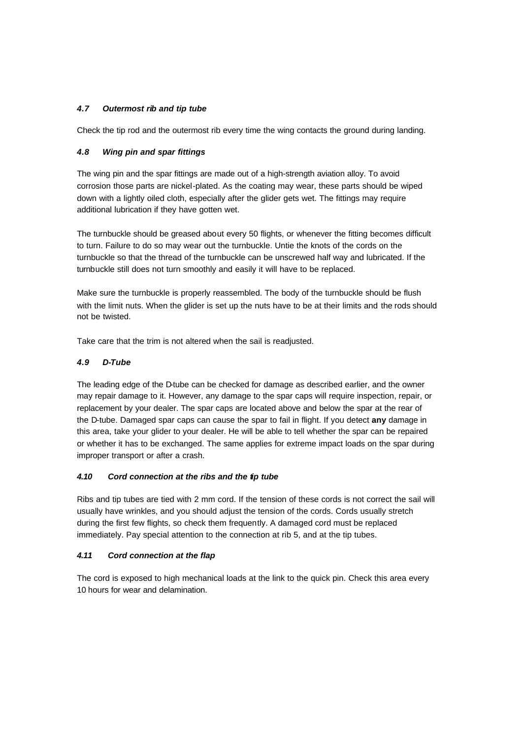### *4.7 Outermost rib and tip tube*

Check the tip rod and the outermost rib every time the wing contacts the ground during landing.

### *4.8 Wing pin and spar fittings*

The wing pin and the spar fittings are made out of a high-strength aviation alloy. To avoid corrosion those parts are nickel-plated. As the coating may wear, these parts should be wiped down with a lightly oiled cloth, especially after the glider gets wet. The fittings may require additional lubrication if they have gotten wet.

The turnbuckle should be greased about every 50 flights, or whenever the fitting becomes difficult to turn. Failure to do so may wear out the turnbuckle. Untie the knots of the cords on the turnbuckle so that the thread of the turnbuckle can be unscrewed half way and lubricated. If the turnbuckle still does not turn smoothly and easily it will have to be replaced.

Make sure the turnbuckle is properly reassembled. The body of the turnbuckle should be flush with the limit nuts. When the glider is set up the nuts have to be at their limits and the rods should not be twisted.

Take care that the trim is not altered when the sail is readjusted.

### *4.9 D-Tube*

The leading edge of the D-tube can be checked for damage as described earlier, and the owner may repair damage to it. However, any damage to the spar caps will require inspection, repair, or replacement by your dealer. The spar caps are located above and below the spar at the rear of the D-tube. Damaged spar caps can cause the spar to fail in flight. If you detect **any** damage in this area, take your glider to your dealer. He will be able to tell whether the spar can be repaired or whether it has to be exchanged. The same applies for extreme impact loads on the spar during improper transport or after a crash.

### *4.10 Cord connection at the ribs and the tip tube*

Ribs and tip tubes are tied with 2 mm cord. If the tension of these cords is not correct the sail will usually have wrinkles, and you should adjust the tension of the cords. Cords usually stretch during the first few flights, so check them frequently. A damaged cord must be replaced immediately. Pay special attention to the connection at rib 5, and at the tip tubes.

### *4.11 Cord connection at the flap*

The cord is exposed to high mechanical loads at the link to the quick pin. Check this area every 10 hours for wear and delamination.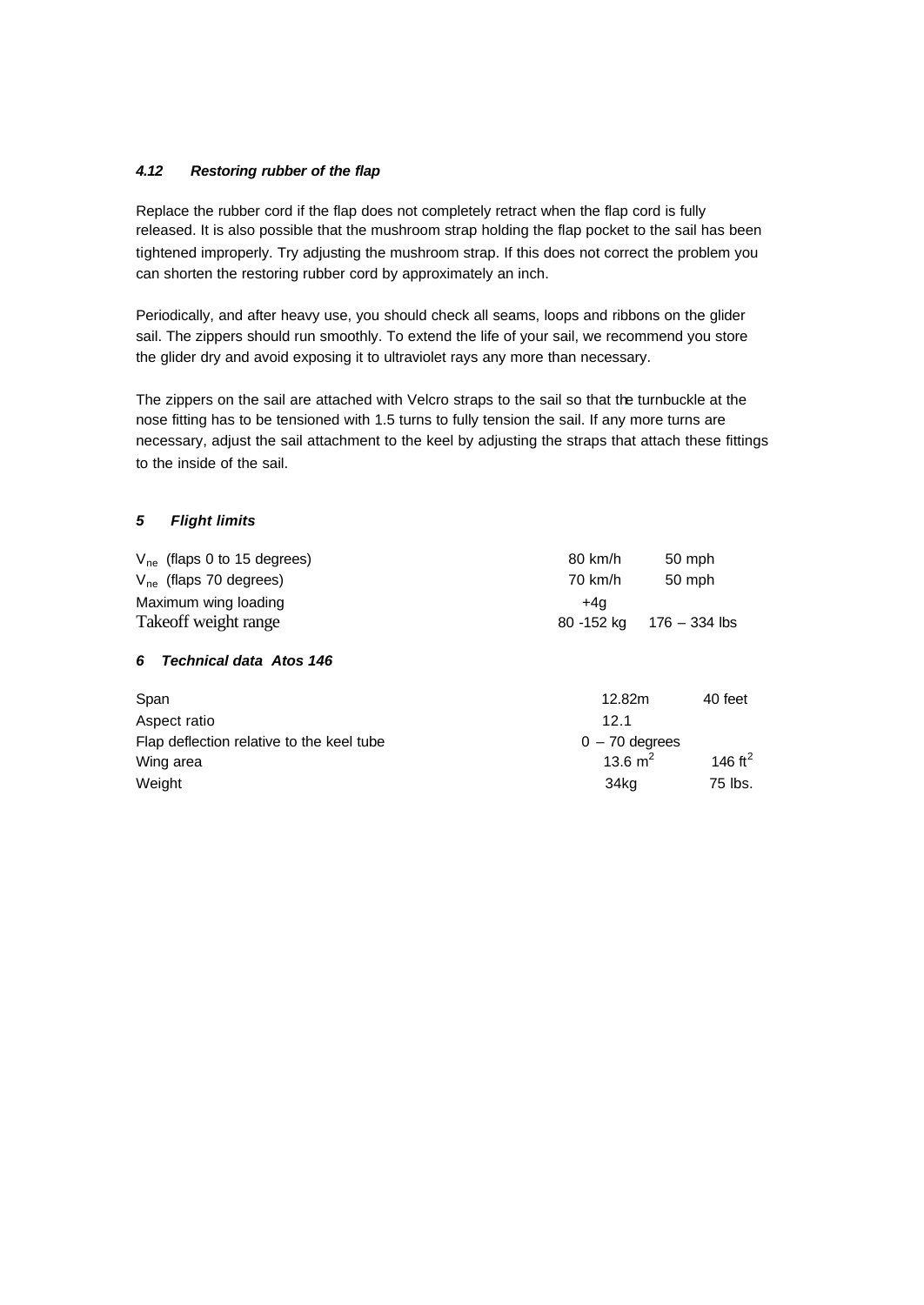#### *4.12 Restoring rubber of the flap*

Replace the rubber cord if the flap does not completely retract when the flap cord is fully released. It is also possible that the mushroom strap holding the flap pocket to the sail has been tightened improperly. Try adjusting the mushroom strap. If this does not correct the problem you can shorten the restoring rubber cord by approximately an inch.

Periodically, and after heavy use, you should check all seams, loops and ribbons on the glider sail. The zippers should run smoothly. To extend the life of your sail, we recommend you store the glider dry and avoid exposing it to ultraviolet rays any more than necessary.

The zippers on the sail are attached with Velcro straps to the sail so that the turnbuckle at the nose fitting has to be tensioned with 1.5 turns to fully tension the sail. If any more turns are necessary, adjust the sail attachment to the keel by adjusting the straps that attach these fittings to the inside of the sail.

### *5 Flight limits*

| | | |
|---|---|---|
| $V_{ne}$ (flaps 0 to 15 degrees) | 80 km/h | 50 mph |
| $V_{ne}$ (flaps 70 degrees) | 70 km/h | 50 mph |
| Maximum wing loading | +4g | |
| Takeoff weight range | 80 -152 kg | 176 – 334 lbs |

### *6 Technical data Atos 146*

| | | |
|---|---|---|
| Span | 12.82m | 40 feet |
| Aspect ratio | 12.1 | |
| Flap deflection relative to the keel tube | 0 – 70 degrees | |
| Wing area | 13.6 $m^2$ | 146 $ft^2$ |
| Weight | 34kg | 75 lbs. |